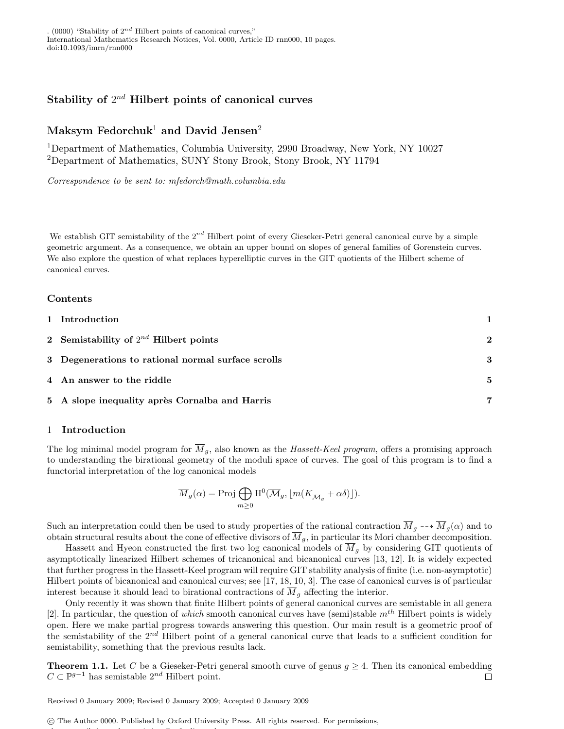# Stability of $2^{nd}$ Hilbert points of canonical curves

**Maksym Fedorchuk**[1] **and David Jensen**[2]

[1]Department of Mathematics, Columbia University, 2990 Broadway, New York, NY 10027
[2]Department of Mathematics, SUNY Stony Brook, Stony Brook, NY 11794

*Correspondence to be sent to: mfedorch@math.columbia.edu*

We establish GIT semistability of the $2^{nd}$ Hilbert point of every Gieseker-Petri general canonical curve by a simple geometric argument. As a consequence, we obtain an upper bound on slopes of general families of Gorenstein curves. We also explore the question of what replaces hyperelliptic curves in the GIT quotients of the Hilbert scheme of canonical curves.

## Contents

1 **Introduction** 1

2 **Semistability of $2^{nd}$ Hilbert points** 2

3 **Degenerations to rational normal surface scrolls** 3

4 **An answer to the riddle** 5

5 **A slope inequality après Cornalba and Harris** 7

## 1 Introduction

The log minimal model program for $\overline{M}_g$, also known as the *Hassett-Keel program*, offers a promising approach to understanding the birational geometry of the moduli space of curves. The goal of this program is to find a functorial interpretation of the log canonical models

$$\overline{M}_g(\alpha) = \operatorname{Proj} \bigoplus_{m \geq 0} \mathrm{H}^0(\overline{\mathcal{M}}_g, \lfloor m(K_{\overline{\mathcal{M}}_g} + \alpha\delta) \rfloor).$$

Such an interpretation could then be used to study properties of the rational contraction $\overline{M}_g \dashrightarrow \overline{M}_g(\alpha)$ and to obtain structural results about the cone of effective divisors of $\overline{M}_g$, in particular its Mori chamber decomposition.

Hassett and Hyeon constructed the first two log canonical models of $\overline{M}_g$ by considering GIT quotients of asymptotically linearized Hilbert schemes of tricanonical and bicanonical curves [13, 12]. It is widely expected that further progress in the Hassett-Keel program will require GIT stability analysis of finite (i.e. non-asymptotic) Hilbert points of bicanonical and canonical curves; see [17, 18, 10, 3]. The case of canonical curves is of particular interest because it should lead to birational contractions of $\overline{M}_g$ affecting the interior.

Only recently it was shown that finite Hilbert points of general canonical curves are semistable in all genera [2]. In particular, the question of *which* smooth canonical curves have (semi)stable $m^{th}$ Hilbert points is widely open. Here we make partial progress towards answering this question. Our main result is a geometric proof of the semistability of the $2^{nd}$ Hilbert point of a general canonical curve that leads to a sufficient condition for semistability, something that the previous results lack.

**Theorem 1.1.** Let $C$ be a Gieseker-Petri general smooth curve of genus $g \geq 4$. Then its canonical embedding $C \subset \mathbb{P}^{g-1}$ has semistable $2^{nd}$ Hilbert point. □

Received 0 January 2009; Revised 0 January 2009; Accepted 0 January 2009

© The Author 0000. Published by Oxford University Press. All rights reserved. For permissions,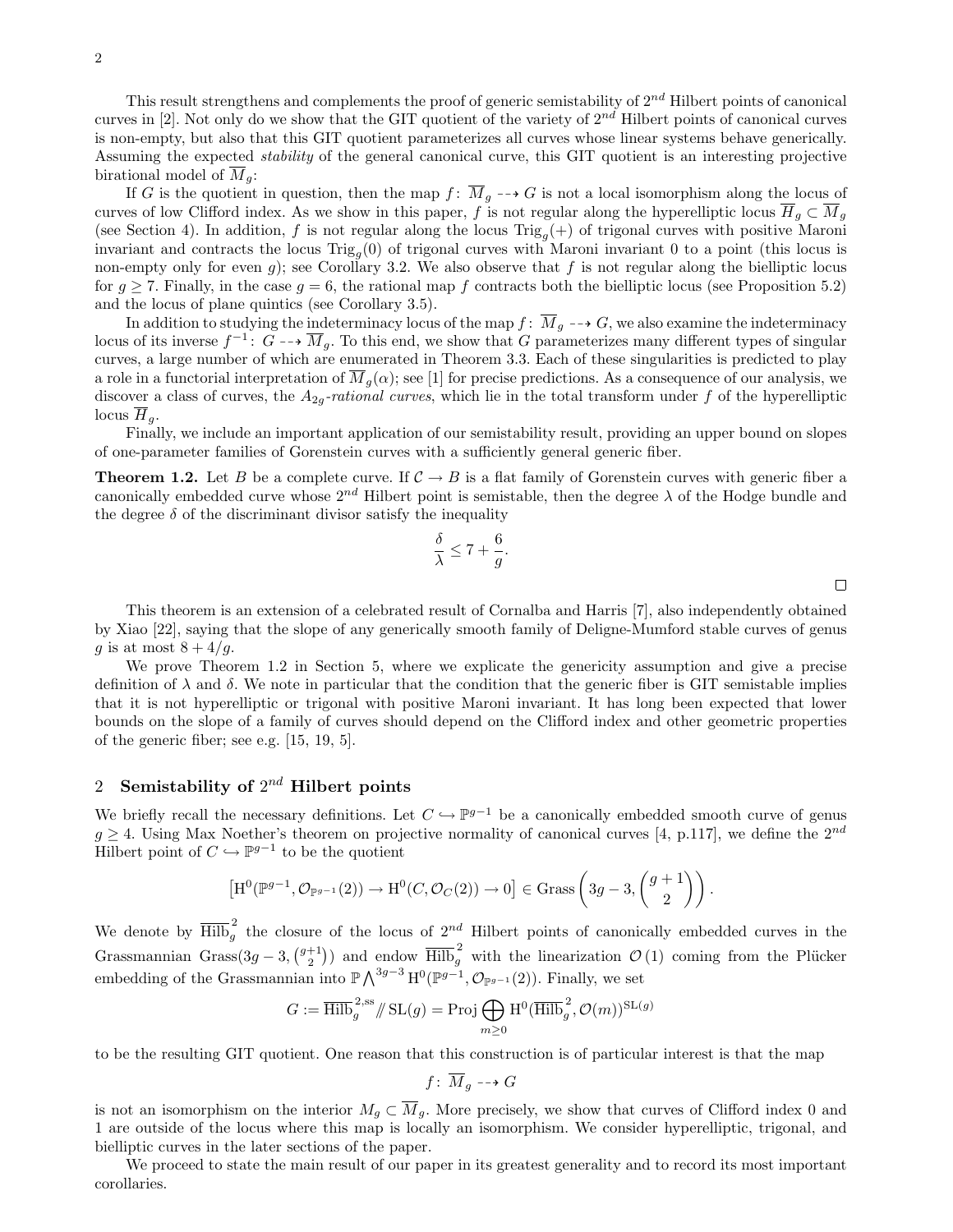This result strengthens and complements the proof of generic semistability of $2^{nd}$ Hilbert points of canonical curves in [2]. Not only do we show that the GIT quotient of the variety of $2^{nd}$ Hilbert points of canonical curves is non-empty, but also that this GIT quotient parameterizes all curves whose linear systems behave generically. Assuming the expected *stability* of the general canonical curve, this GIT quotient is an interesting projective birational model of $\overline{M}_g$:

If $G$ is the quotient in question, then the map $f\colon \overline{M}_g \dashrightarrow G$ is not a local isomorphism along the locus of curves of low Clifford index. As we show in this paper, $f$ is not regular along the hyperelliptic locus $\overline{H}_g \subset \overline{M}_g$ (see Section 4). In addition, $f$ is not regular along the locus $\mathrm{Trig}_g(+)$ of trigonal curves with positive Maroni invariant and contracts the locus $\mathrm{Trig}_g(0)$ of trigonal curves with Maroni invariant 0 to a point (this locus is non-empty only for even $g$); see Corollary 3.2. We also observe that $f$ is not regular along the bielliptic locus for $g \geq 7$. Finally, in the case $g = 6$, the rational map $f$ contracts both the bielliptic locus (see Proposition 5.2) and the locus of plane quintics (see Corollary 3.5).

In addition to studying the indeterminacy locus of the map $f\colon \overline{M}_g \dashrightarrow G$, we also examine the indeterminacy locus of its inverse $f^{-1}\colon G \dashrightarrow \overline{M}_g$. To this end, we show that $G$ parameterizes many different types of singular curves, a large number of which are enumerated in Theorem 3.3. Each of these singularities is predicted to play a role in a functorial interpretation of $\overline{M}_g(\alpha)$; see [1] for precise predictions. As a consequence of our analysis, we discover a class of curves, the $A_{2g}$-*rational curves*, which lie in the total transform under $f$ of the hyperelliptic locus $\overline{H}_g$.

Finally, we include an important application of our semistability result, providing an upper bound on slopes of one-parameter families of Gorenstein curves with a sufficiently general generic fiber.

**Theorem 1.2.** Let $B$ be a complete curve. If $\mathcal{C} \to B$ is a flat family of Gorenstein curves with generic fiber a canonically embedded curve whose $2^{nd}$ Hilbert point is semistable, then the degree $\lambda$ of the Hodge bundle and the degree $\delta$ of the discriminant divisor satisfy the inequality

$$\frac{\delta}{\lambda} \leq 7 + \frac{6}{g}.$$

□

This theorem is an extension of a celebrated result of Cornalba and Harris [7], also independently obtained by Xiao [22], saying that the slope of any generically smooth family of Deligne-Mumford stable curves of genus $g$ is at most $8 + 4/g$.

We prove Theorem 1.2 in Section 5, where we explicate the genericity assumption and give a precise definition of $\lambda$ and $\delta$. We note in particular that the condition that the generic fiber is GIT semistable implies that it is not hyperelliptic or trigonal with positive Maroni invariant. It has long been expected that lower bounds on the slope of a family of curves should depend on the Clifford index and other geometric properties of the generic fiber; see e.g. [15, 19, 5].

## 2 Semistability of $2^{nd}$ Hilbert points

We briefly recall the necessary definitions. Let $C \hookrightarrow \mathbb{P}^{g-1}$ be a canonically embedded smooth curve of genus $g \geq 4$. Using Max Noether's theorem on projective normality of canonical curves [4, p.117], we define the $2^{nd}$ Hilbert point of $C \hookrightarrow \mathbb{P}^{g-1}$ to be the quotient

$$\left[\mathrm{H}^0(\mathbb{P}^{g-1}, \mathcal{O}_{\mathbb{P}^{g-1}}(2)) \to \mathrm{H}^0(C, \mathcal{O}_C(2)) \to 0\right] \in \mathrm{Grass}\left(3g-3, \binom{g+1}{2}\right).$$

We denote by $\overline{\mathrm{Hilb}}_g^{\,2}$ the closure of the locus of $2^{nd}$ Hilbert points of canonically embedded curves in the Grassmannian $\mathrm{Grass}(3g-3, \binom{g+1}{2})$ and endow $\overline{\mathrm{Hilb}}_g^{\,2}$ with the linearization $\mathcal{O}(1)$ coming from the Plücker embedding of the Grassmannian into $\mathbb{P}\bigwedge^{3g-3}\mathrm{H}^0(\mathbb{P}^{g-1}, \mathcal{O}_{\mathbb{P}^{g-1}}(2))$. Finally, we set

$$G := \overline{\mathrm{Hilb}}_g^{\,2,ss} /\!\!/ \mathrm{SL}(g) = \mathrm{Proj} \bigoplus_{m \geq 0} \mathrm{H}^0(\overline{\mathrm{Hilb}}_g^{\,2}, \mathcal{O}(m))^{\mathrm{SL}(g)}$$

to be the resulting GIT quotient. One reason that this construction is of particular interest is that the map

$$f\colon \overline{M}_g \dashrightarrow G$$

is not an isomorphism on the interior $M_g \subset \overline{M}_g$. More precisely, we show that curves of Clifford index 0 and 1 are outside of the locus where this map is locally an isomorphism. We consider hyperelliptic, trigonal, and bielliptic curves in the later sections of the paper.

We proceed to state the main result of our paper in its greatest generality and to record its most important corollaries.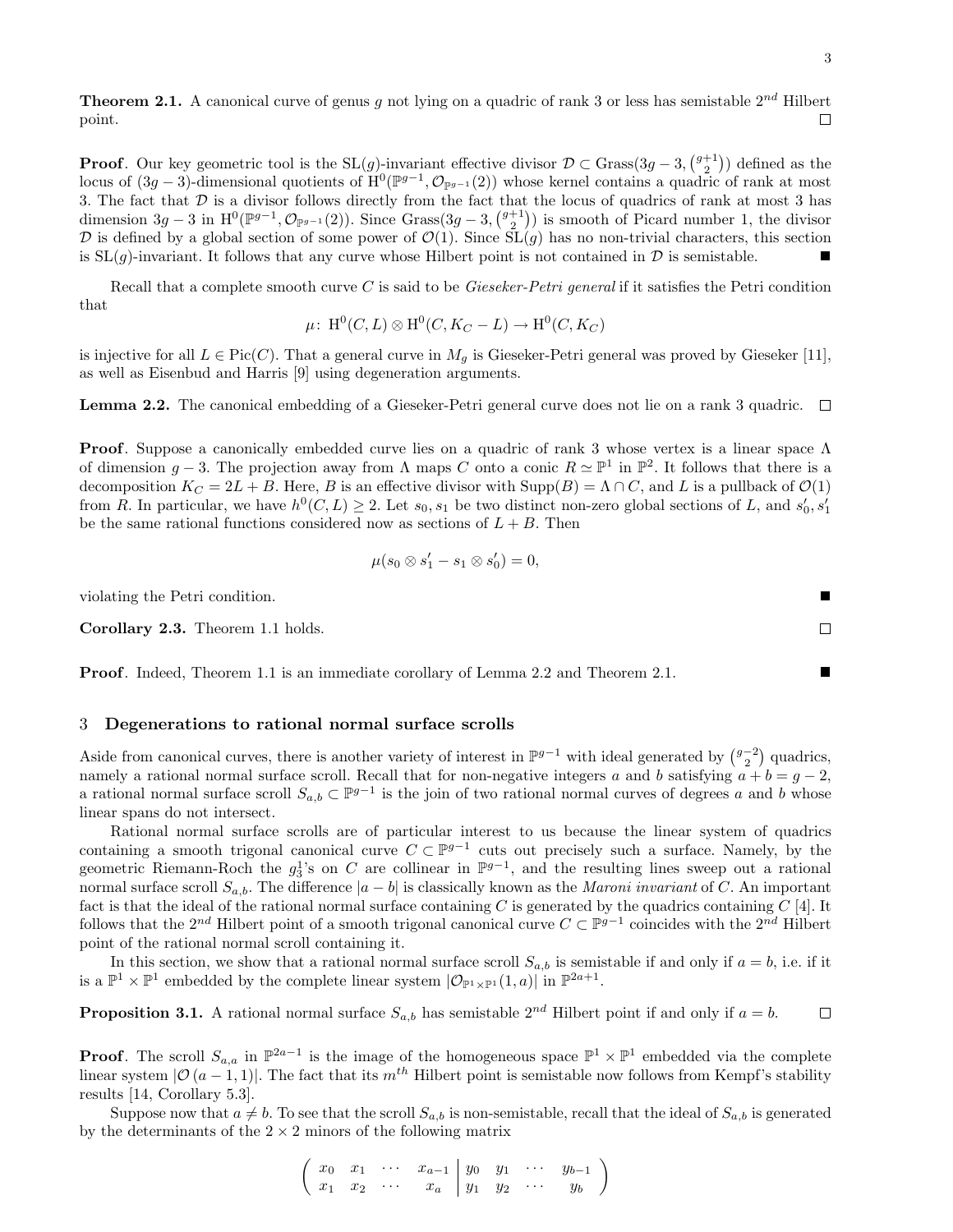**Theorem 2.1.** A canonical curve of genus $g$ not lying on a quadric of rank 3 or less has semistable $2^{nd}$ Hilbert point. □

**Proof**. Our key geometric tool is the $\mathrm{SL}(g)$-invariant effective divisor $\mathcal{D} \subset \mathrm{Grass}(3g-3, \binom{g+1}{2})$ defined as the locus of $(3g-3)$-dimensional quotients of $\mathrm{H}^0(\mathbb{P}^{g-1}, \mathcal{O}_{\mathbb{P}^{g-1}}(2))$ whose kernel contains a quadric of rank at most 3. The fact that $\mathcal{D}$ is a divisor follows directly from the fact that the locus of quadrics of rank at most 3 has dimension $3g-3$ in $\mathrm{H}^0(\mathbb{P}^{g-1}, \mathcal{O}_{\mathbb{P}^{g-1}}(2))$. Since $\mathrm{Grass}(3g-3, \binom{g+1}{2})$ is smooth of Picard number 1, the divisor $\mathcal{D}$ is defined by a global section of some power of $\mathcal{O}(1)$. Since $\mathrm{SL}(g)$ has no non-trivial characters, this section is $\mathrm{SL}(g)$-invariant. It follows that any curve whose Hilbert point is not contained in $\mathcal{D}$ is semistable. ■

Recall that a complete smooth curve $C$ is said to be *Gieseker-Petri general* if it satisfies the Petri condition that

$$\mu\colon\ \mathrm{H}^0(C, L) \otimes \mathrm{H}^0(C, K_C - L) \to \mathrm{H}^0(C, K_C)$$

is injective for all $L \in \mathrm{Pic}(C)$. That a general curve in $M_g$ is Gieseker-Petri general was proved by Gieseker [11], as well as Eisenbud and Harris [9] using degeneration arguments.

**Lemma 2.2.** The canonical embedding of a Gieseker-Petri general curve does not lie on a rank 3 quadric. □

**Proof**. Suppose a canonically embedded curve lies on a quadric of rank 3 whose vertex is a linear space $\Lambda$ of dimension $g-3$. The projection away from $\Lambda$ maps $C$ onto a conic $R \simeq \mathbb{P}^1$ in $\mathbb{P}^2$. It follows that there is a decomposition $K_C = 2L + B$. Here, $B$ is an effective divisor with $\mathrm{Supp}(B) = \Lambda \cap C$, and $L$ is a pullback of $\mathcal{O}(1)$ from $R$. In particular, we have $h^0(C, L) \geq 2$. Let $s_0, s_1$ be two distinct non-zero global sections of $L$, and $s_0', s_1'$ be the same rational functions considered now as sections of $L + B$. Then

$$\mu(s_0 \otimes s_1' - s_1 \otimes s_0') = 0,$$

violating the Petri condition. ■

**Corollary 2.3.** Theorem 1.1 holds. □

**Proof**. Indeed, Theorem 1.1 is an immediate corollary of Lemma 2.2 and Theorem 2.1. ■

## 3 Degenerations to rational normal surface scrolls

Aside from canonical curves, there is another variety of interest in $\mathbb{P}^{g-1}$ with ideal generated by $\binom{g-2}{2}$ quadrics, namely a rational normal surface scroll. Recall that for non-negative integers $a$ and $b$ satisfying $a + b = g - 2$, a rational normal surface scroll $S_{a,b} \subset \mathbb{P}^{g-1}$ is the join of two rational normal curves of degrees $a$ and $b$ whose linear spans do not intersect.

Rational normal surface scrolls are of particular interest to us because the linear system of quadrics containing a smooth trigonal canonical curve $C \subset \mathbb{P}^{g-1}$ cuts out precisely such a surface. Namely, by the geometric Riemann-Roch the $g^1_3$'s on $C$ are collinear in $\mathbb{P}^{g-1}$, and the resulting lines sweep out a rational normal surface scroll $S_{a,b}$. The difference $|a - b|$ is classically known as the *Maroni invariant* of $C$. An important fact is that the ideal of the rational normal surface containing $C$ is generated by the quadrics containing $C$ [4]. It follows that the $2^{nd}$ Hilbert point of a smooth trigonal canonical curve $C \subset \mathbb{P}^{g-1}$ coincides with the $2^{nd}$ Hilbert point of the rational normal scroll containing it.

In this section, we show that a rational normal surface scroll $S_{a,b}$ is semistable if and only if $a = b$, i.e. if it is a $\mathbb{P}^1 \times \mathbb{P}^1$ embedded by the complete linear system $|\mathcal{O}_{\mathbb{P}^1 \times \mathbb{P}^1}(1, a)|$ in $\mathbb{P}^{2a+1}$.

**Proposition 3.1.** A rational normal surface $S_{a,b}$ has semistable $2^{nd}$ Hilbert point if and only if $a = b$. □

**Proof**. The scroll $S_{a,a}$ in $\mathbb{P}^{2a-1}$ is the image of the homogeneous space $\mathbb{P}^1 \times \mathbb{P}^1$ embedded via the complete linear system $|\mathcal{O}\,(a-1, 1)|$. The fact that its $m^{th}$ Hilbert point is semistable now follows from Kempf's stability results [14, Corollary 5.3].

Suppose now that $a \neq b$. To see that the scroll $S_{a,b}$ is non-semistable, recall that the ideal of $S_{a,b}$ is generated by the determinants of the $2 \times 2$ minors of the following matrix

$$\left( \begin{array}{cccc|cccc} x_0 & x_1 & \cdots & x_{a-1} & y_0 & y_1 & \cdots & y_{b-1} \\ x_1 & x_2 & \cdots & x_a & y_1 & y_2 & \cdots & y_b \end{array} \right)$$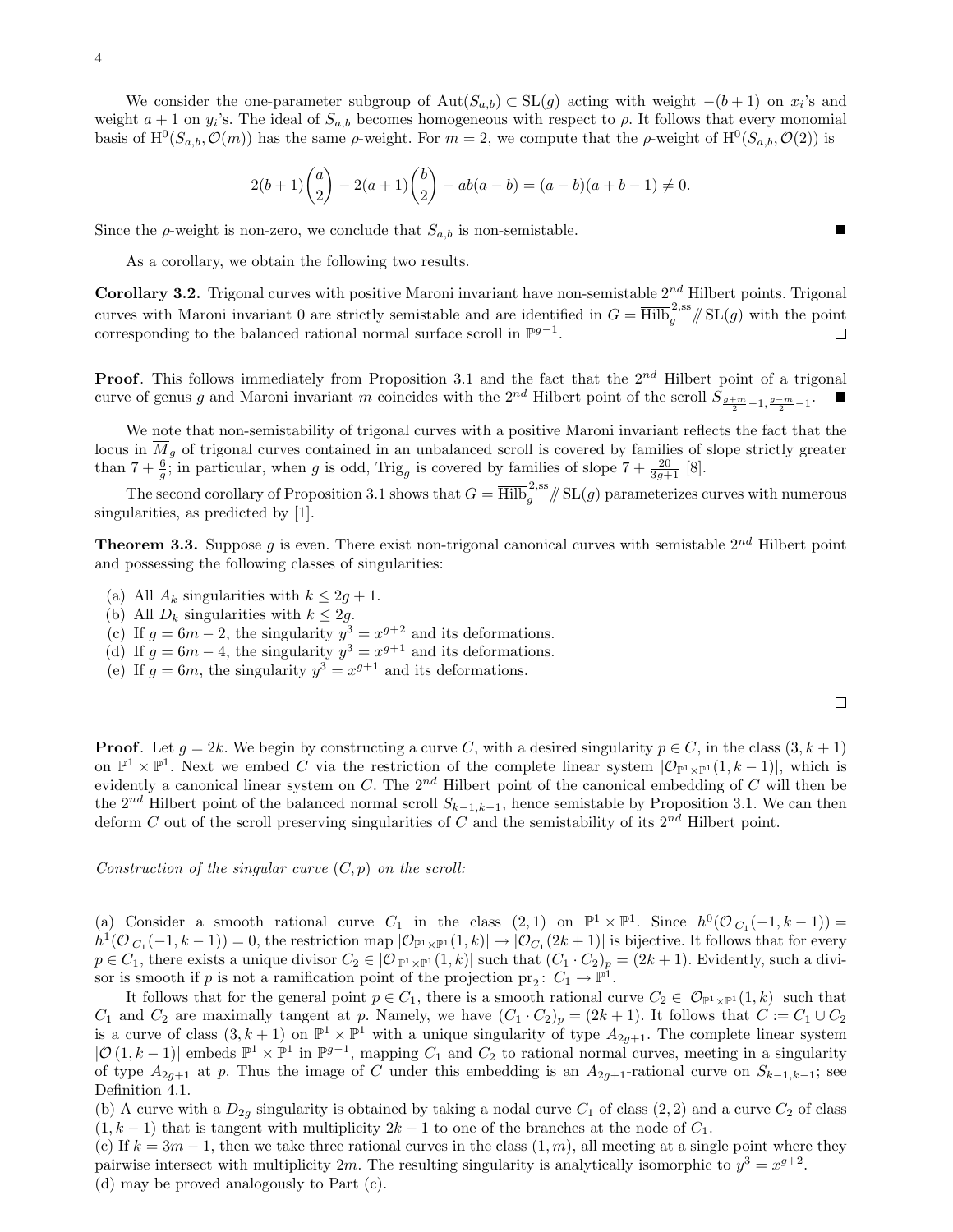We consider the one-parameter subgroup of $\mathrm{Aut}(S_{a,b}) \subset \mathrm{SL}(g)$ acting with weight $-(b+1)$ on $x_i$'s and weight $a+1$ on $y_i$'s. The ideal of $S_{a,b}$ becomes homogeneous with respect to $\rho$. It follows that every monomial basis of $\mathrm{H}^0(S_{a,b}, \mathcal{O}(m))$ has the same $\rho$-weight. For $m = 2$, we compute that the $\rho$-weight of $\mathrm{H}^0(S_{a,b}, \mathcal{O}(2))$ is

$$2(b+1)\binom{a}{2} - 2(a+1)\binom{b}{2} - ab(a-b) = (a-b)(a+b-1) \neq 0.$$

Since the $\rho$-weight is non-zero, we conclude that $S_{a,b}$ is non-semistable. ■

As a corollary, we obtain the following two results.

**Corollary 3.2.** Trigonal curves with positive Maroni invariant have non-semistable $2^{nd}$ Hilbert points. Trigonal curves with Maroni invariant 0 are strictly semistable and are identified in $G = \overline{\mathrm{Hilb}}_g^{2,\mathrm{ss}} /\!\!/ \mathrm{SL}(g)$ with the point corresponding to the balanced rational normal surface scroll in $\mathbb{P}^{g-1}$. □

**Proof**. This follows immediately from Proposition 3.1 and the fact that the $2^{nd}$ Hilbert point of a trigonal curve of genus $g$ and Maroni invariant $m$ coincides with the $2^{nd}$ Hilbert point of the scroll $S_{\frac{g+m}{2}-1, \frac{g-m}{2}-1}$. ■

We note that non-semistability of trigonal curves with a positive Maroni invariant reflects the fact that the locus in $\overline{M}_g$ of trigonal curves contained in an unbalanced scroll is covered by families of slope strictly greater than $7 + \frac{6}{g}$; in particular, when $g$ is odd, $\mathrm{Trig}_g$ is covered by families of slope $7 + \frac{20}{3g+1}$ [8].

The second corollary of Proposition 3.1 shows that $G = \overline{\mathrm{Hilb}}_g^{2,\mathrm{ss}} /\!\!/ \mathrm{SL}(g)$ parameterizes curves with numerous singularities, as predicted by [1].

**Theorem 3.3.** Suppose $g$ is even. There exist non-trigonal canonical curves with semistable $2^{nd}$ Hilbert point and possessing the following classes of singularities:

(a) All $A_k$ singularities with $k \leq 2g+1$.
(b) All $D_k$ singularities with $k \leq 2g$.
(c) If $g = 6m-2$, the singularity $y^3 = x^{g+2}$ and its deformations.
(d) If $g = 6m-4$, the singularity $y^3 = x^{g+1}$ and its deformations.
(e) If $g = 6m$, the singularity $y^3 = x^{g+1}$ and its deformations.

□

**Proof**. Let $g = 2k$. We begin by constructing a curve $C$, with a desired singularity $p \in C$, in the class $(3, k+1)$ on $\mathbb{P}^1 \times \mathbb{P}^1$. Next we embed $C$ via the restriction of the complete linear system $|\mathcal{O}_{\mathbb{P}^1\times\mathbb{P}^1}(1, k-1)|$, which is evidently a canonical linear system on $C$. The $2^{nd}$ Hilbert point of the canonical embedding of $C$ will then be the $2^{nd}$ Hilbert point of the balanced normal scroll $S_{k-1,k-1}$, hence semistable by Proposition 3.1. We can then deform $C$ out of the scroll preserving singularities of $C$ and the semistability of its $2^{nd}$ Hilbert point.

*Construction of the singular curve $(C, p)$ on the scroll:*

(a) Consider a smooth rational curve $C_1$ in the class $(2, 1)$ on $\mathbb{P}^1 \times \mathbb{P}^1$. Since $h^0(\mathcal{O}_{C_1}(-1, k-1)) = h^1(\mathcal{O}_{C_1}(-1, k-1)) = 0$, the restriction map $|\mathcal{O}_{\mathbb{P}^1\times\mathbb{P}^1}(1, k)| \to |\mathcal{O}_{C_1}(2k+1)|$ is bijective. It follows that for every $p \in C_1$, there exists a unique divisor $C_2 \in |\mathcal{O}_{\mathbb{P}^1\times\mathbb{P}^1}(1, k)|$ such that $(C_1 \cdot C_2)_p = (2k+1)$. Evidently, such a divisor is smooth if $p$ is not a ramification point of the projection $\mathrm{pr}_2 \colon C_1 \to \mathbb{P}^1$.

It follows that for the general point $p \in C_1$, there is a smooth rational curve $C_2 \in |\mathcal{O}_{\mathbb{P}^1\times\mathbb{P}^1}(1, k)|$ such that $C_1$ and $C_2$ are maximally tangent at $p$. Namely, we have $(C_1 \cdot C_2)_p = (2k+1)$. It follows that $C := C_1 \cup C_2$ is a curve of class $(3, k+1)$ on $\mathbb{P}^1 \times \mathbb{P}^1$ with a unique singularity of type $A_{2g+1}$. The complete linear system $|\mathcal{O}(1, k-1)|$ embeds $\mathbb{P}^1 \times \mathbb{P}^1$ in $\mathbb{P}^{g-1}$, mapping $C_1$ and $C_2$ to rational normal curves, meeting in a singularity of type $A_{2g+1}$ at $p$. Thus the image of $C$ under this embedding is an $A_{2g+1}$-rational curve on $S_{k-1,k-1}$; see Definition 4.1.

(b) A curve with a $D_{2g}$ singularity is obtained by taking a nodal curve $C_1$ of class $(2, 2)$ and a curve $C_2$ of class $(1, k-1)$ that is tangent with multiplicity $2k-1$ to one of the branches at the node of $C_1$.

(c) If $k = 3m-1$, then we take three rational curves in the class $(1, m)$, all meeting at a single point where they pairwise intersect with multiplicity $2m$. The resulting singularity is analytically isomorphic to $y^3 = x^{g+2}$.

(d) may be proved analogously to Part (c).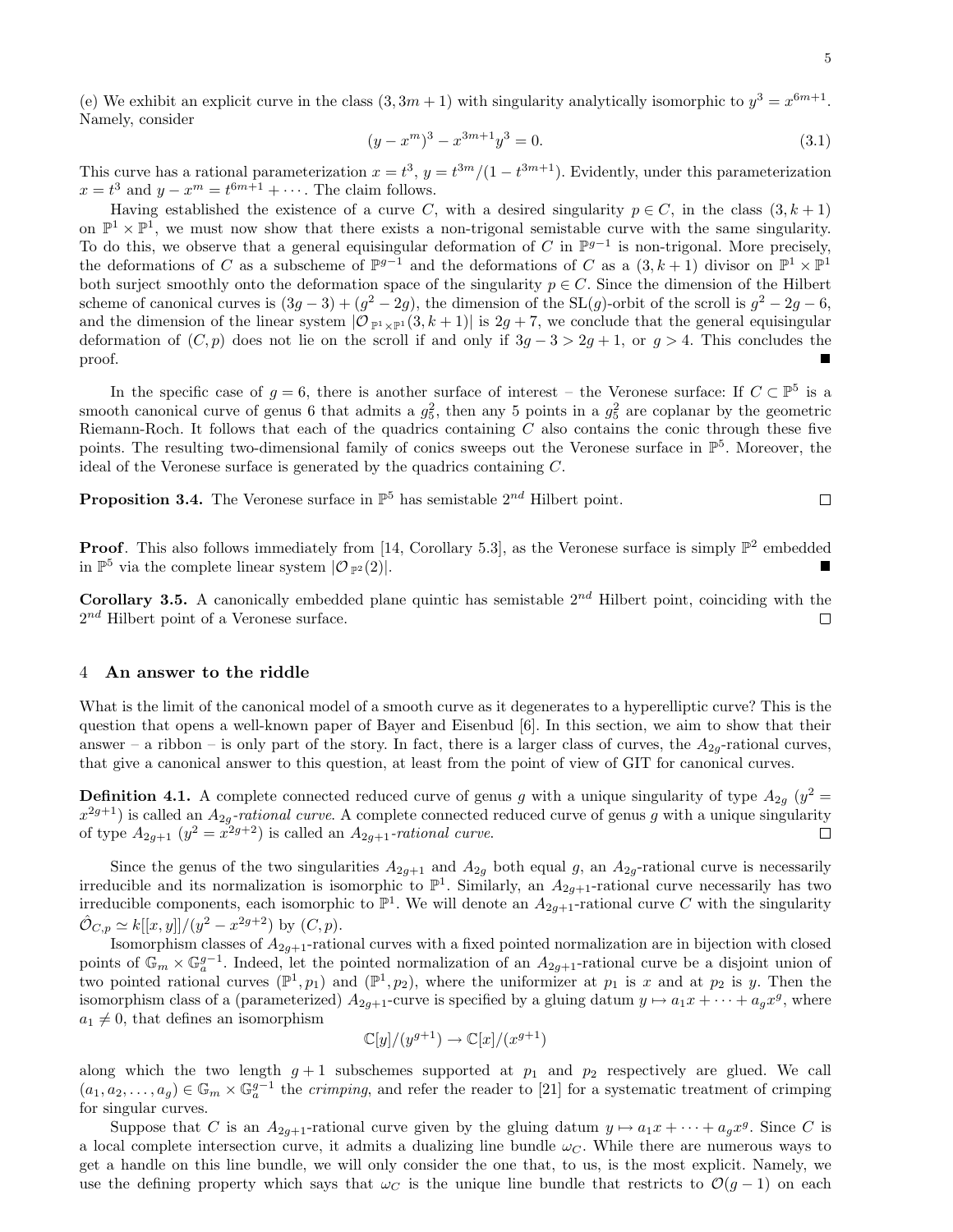(e) We exhibit an explicit curve in the class $(3, 3m+1)$ with singularity analytically isomorphic to $y^3 = x^{6m+1}$. Namely, consider

$$(y - x^m)^3 - x^{3m+1}y^3 = 0. \tag{3.1}$$

This curve has a rational parameterization $x = t^3$, $y = t^{3m}/(1 - t^{3m+1})$. Evidently, under this parameterization $x = t^3$ and $y - x^m = t^{6m+1} + \cdots$. The claim follows.

Having established the existence of a curve $C$, with a desired singularity $p \in C$, in the class $(3, k+1)$ on $\mathbb{P}^1 \times \mathbb{P}^1$, we must now show that there exists a non-trigonal semistable curve with the same singularity. To do this, we observe that a general equisingular deformation of $C$ in $\mathbb{P}^{g-1}$ is non-trigonal. More precisely, the deformations of $C$ as a subscheme of $\mathbb{P}^{g-1}$ and the deformations of $C$ as a $(3, k+1)$ divisor on $\mathbb{P}^1 \times \mathbb{P}^1$ both surject smoothly onto the deformation space of the singularity $p \in C$. Since the dimension of the Hilbert scheme of canonical curves is $(3g-3) + (g^2 - 2g)$, the dimension of the $\mathrm{SL}(g)$-orbit of the scroll is $g^2 - 2g - 6$, and the dimension of the linear system $|\mathcal{O}_{\mathbb{P}^1 \times \mathbb{P}^1}(3, k+1)|$ is $2g + 7$, we conclude that the general equisingular deformation of $(C, p)$ does not lie on the scroll if and only if $3g - 3 > 2g + 1$, or $g > 4$. This concludes the proof. ∎

In the specific case of $g = 6$, there is another surface of interest – the Veronese surface: If $C \subset \mathbb{P}^5$ is a smooth canonical curve of genus 6 that admits a $g^2_5$, then any 5 points in a $g^2_5$ are coplanar by the geometric Riemann-Roch. It follows that each of the quadrics containing $C$ also contains the conic through these five points. The resulting two-dimensional family of conics sweeps out the Veronese surface in $\mathbb{P}^5$. Moreover, the ideal of the Veronese surface is generated by the quadrics containing $C$.

**Proposition 3.4.** The Veronese surface in $\mathbb{P}^5$ has semistable $2^{nd}$ Hilbert point. □

**Proof**. This also follows immediately from [14, Corollary 5.3], as the Veronese surface is simply $\mathbb{P}^2$ embedded in $\mathbb{P}^5$ via the complete linear system $|\mathcal{O}_{\mathbb{P}^2}(2)|$. ∎

**Corollary 3.5.** A canonically embedded plane quintic has semistable $2^{nd}$ Hilbert point, coinciding with the $2^{nd}$ Hilbert point of a Veronese surface. □

## 4 An answer to the riddle

What is the limit of the canonical model of a smooth curve as it degenerates to a hyperelliptic curve? This is the question that opens a well-known paper of Bayer and Eisenbud [6]. In this section, we aim to show that their answer – a ribbon – is only part of the story. In fact, there is a larger class of curves, the $A_{2g}$-rational curves, that give a canonical answer to this question, at least from the point of view of GIT for canonical curves.

**Definition 4.1.** A complete connected reduced curve of genus $g$ with a unique singularity of type $A_{2g}$ ($y^2 = x^{2g+1}$) is called an *$A_{2g}$-rational curve*. A complete connected reduced curve of genus $g$ with a unique singularity of type $A_{2g+1}$ ($y^2 = x^{2g+2}$) is called an *$A_{2g+1}$-rational curve*. □

Since the genus of the two singularities $A_{2g+1}$ and $A_{2g}$ both equal $g$, an $A_{2g}$-rational curve is necessarily irreducible and its normalization is isomorphic to $\mathbb{P}^1$. Similarly, an $A_{2g+1}$-rational curve necessarily has two irreducible components, each isomorphic to $\mathbb{P}^1$. We will denote an $A_{2g+1}$-rational curve $C$ with the singularity $\hat{\mathcal{O}}_{C,p} \simeq k[[x,y]]/(y^2 - x^{2g+2})$ by $(C, p)$.

Isomorphism classes of $A_{2g+1}$-rational curves with a fixed pointed normalization are in bijection with closed points of $\mathbb{G}_m \times \mathbb{G}_a^{g-1}$. Indeed, let the pointed normalization of an $A_{2g+1}$-rational curve be a disjoint union of two pointed rational curves $(\mathbb{P}^1, p_1)$ and $(\mathbb{P}^1, p_2)$, where the uniformizer at $p_1$ is $x$ and at $p_2$ is $y$. Then the isomorphism class of a (parameterized) $A_{2g+1}$-curve is specified by a gluing datum $y \mapsto a_1 x + \cdots + a_g x^g$, where $a_1 \neq 0$, that defines an isomorphism

$$\mathbb{C}[y]/(y^{g+1}) \to \mathbb{C}[x]/(x^{g+1})$$

along which the two length $g+1$ subschemes supported at $p_1$ and $p_2$ respectively are glued. We call $(a_1, a_2, \dots, a_g) \in \mathbb{G}_m \times \mathbb{G}_a^{g-1}$ the *crimping*, and refer the reader to [21] for a systematic treatment of crimping for singular curves.

Suppose that $C$ is an $A_{2g+1}$-rational curve given by the gluing datum $y \mapsto a_1 x + \cdots + a_g x^g$. Since $C$ is a local complete intersection curve, it admits a dualizing line bundle $\omega_C$. While there are numerous ways to get a handle on this line bundle, we will only consider the one that, to us, is the most explicit. Namely, we use the defining property which says that $\omega_C$ is the unique line bundle that restricts to $\mathcal{O}(g-1)$ on each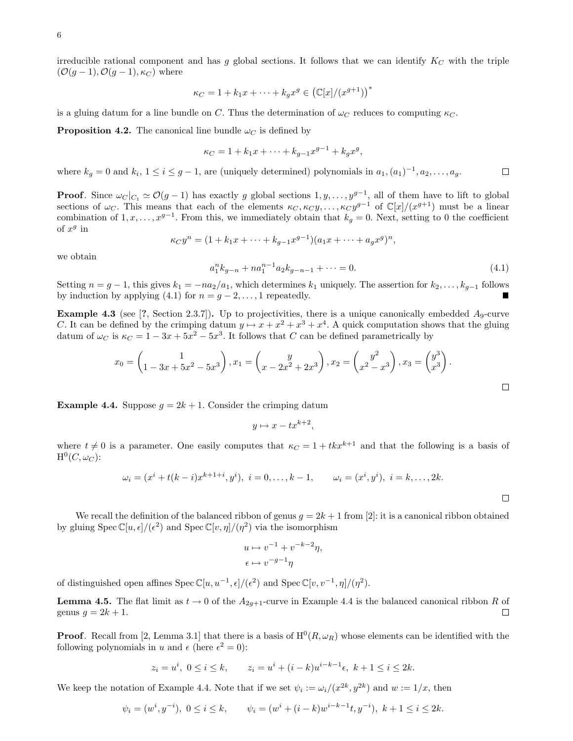irreducible rational component and has $g$ global sections. It follows that we can identify $K_C$ with the triple $(\mathcal{O}(g-1), \mathcal{O}(g-1), \kappa_C)$ where

$$\kappa_C = 1 + k_1 x + \cdots + k_g x^g \in \left(\mathbb{C}[x]/(x^{g+1})\right)^*$$

is a gluing datum for a line bundle on $C$. Thus the determination of $\omega_C$ reduces to computing $\kappa_C$.

**Proposition 4.2.** The canonical line bundle $\omega_C$ is defined by

$$\kappa_C = 1 + k_1 x + \cdots + k_{g-1} x^{g-1} + k_g x^g,$$

where $k_g = 0$ and $k_i$, $1 \le i \le g-1$, are (uniquely determined) polynomials in $a_1, (a_1)^{-1}, a_2, \ldots, a_g$. □

**Proof**. Since $\omega_C|_{C_1} \simeq \mathcal{O}(g-1)$ has exactly $g$ global sections $1, y, \ldots, y^{g-1}$, all of them have to lift to global sections of $\omega_C$. This means that each of the elements $\kappa_C, \kappa_C y, \ldots, \kappa_C y^{g-1}$ of $\mathbb{C}[x]/(x^{g+1})$ must be a linear combination of $1, x, \ldots, x^{g-1}$. From this, we immediately obtain that $k_g = 0$. Next, setting to 0 the coefficient of $x^g$ in

$$\kappa_C y^n = (1 + k_1 x + \cdots + k_{g-1} x^{g-1})(a_1 x + \cdots + a_g x^g)^n,$$

we obtain

$$a_1^n k_{g-n} + n a_1^{n-1} a_2 k_{g-n-1} + \cdots = 0. \tag{4.1}$$

Setting $n = g-1$, this gives $k_1 = -n a_2 / a_1$, which determines $k_1$ uniquely. The assertion for $k_2, \ldots, k_{g-1}$ follows by induction by applying (4.1) for $n = g-2, \ldots, 1$ repeatedly. ■

**Example 4.3** (see [?, Section 2.3.7]). Up to projectivities, there is a unique canonically embedded $A_9$-curve $C$. It can be defined by the crimping datum $y \mapsto x + x^2 + x^3 + x^4$. A quick computation shows that the gluing datum of $\omega_C$ is $\kappa_C = 1 - 3x + 5x^2 - 5x^3$. It follows that $C$ can be defined parametrically by

$$x_0 = \begin{pmatrix} 1 \\ 1 - 3x + 5x^2 - 5x^3 \end{pmatrix}, x_1 = \begin{pmatrix} y \\ x - 2x^2 + 2x^3 \end{pmatrix}, x_2 = \begin{pmatrix} y^2 \\ x^2 - x^3 \end{pmatrix}, x_3 = \begin{pmatrix} y^3 \\ x^3 \end{pmatrix}.$$

□

**Example 4.4.** Suppose $g = 2k+1$. Consider the crimping datum

$$y \mapsto x - t x^{k+2},$$

where $t \neq 0$ is a parameter. One easily computes that $\kappa_C = 1 + t k x^{k+1}$ and that the following is a basis of $\mathrm{H}^0(C, \omega_C)$:

$$\omega_i = (x^i + t(k-i) x^{k+1+i}, y^i),\ i = 0, \ldots, k-1, \qquad \omega_i = (x^i, y^i),\ i = k, \ldots, 2k.$$

□

We recall the definition of the balanced ribbon of genus $g = 2k+1$ from [2]: it is a canonical ribbon obtained by gluing $\operatorname{Spec} \mathbb{C}[u, \epsilon]/(\epsilon^2)$ and $\operatorname{Spec} \mathbb{C}[v, \eta]/(\eta^2)$ via the isomorphism

$$u \mapsto v^{-1} + v^{-k-2}\eta,$$
$$\epsilon \mapsto v^{-g-1}\eta$$

of distinguished open affines $\operatorname{Spec} \mathbb{C}[u, u^{-1}, \epsilon]/(\epsilon^2)$ and $\operatorname{Spec} \mathbb{C}[v, v^{-1}, \eta]/(\eta^2)$.

**Lemma 4.5.** The flat limit as $t \to 0$ of the $A_{2g+1}$-curve in Example 4.4 is the balanced canonical ribbon $R$ of genus $g = 2k+1$. □

**Proof**. Recall from [2, Lemma 3.1] that there is a basis of $\mathrm{H}^0(R, \omega_R)$ whose elements can be identified with the following polynomials in $u$ and $\epsilon$ (here $\epsilon^2 = 0$):

$$z_i = u^i,\ 0 \le i \le k, \qquad z_i = u^i + (i-k) u^{i-k-1}\epsilon,\ k+1 \le i \le 2k.$$

We keep the notation of Example 4.4. Note that if we set $\psi_i := \omega_i / (x^{2k}, y^{2k})$ and $w := 1/x$, then

$$\psi_i = (w^i, y^{-i}),\ 0 \le i \le k, \qquad \psi_i = (w^i + (i-k) w^{i-k-1} t, y^{-i}),\ k+1 \le i \le 2k.$$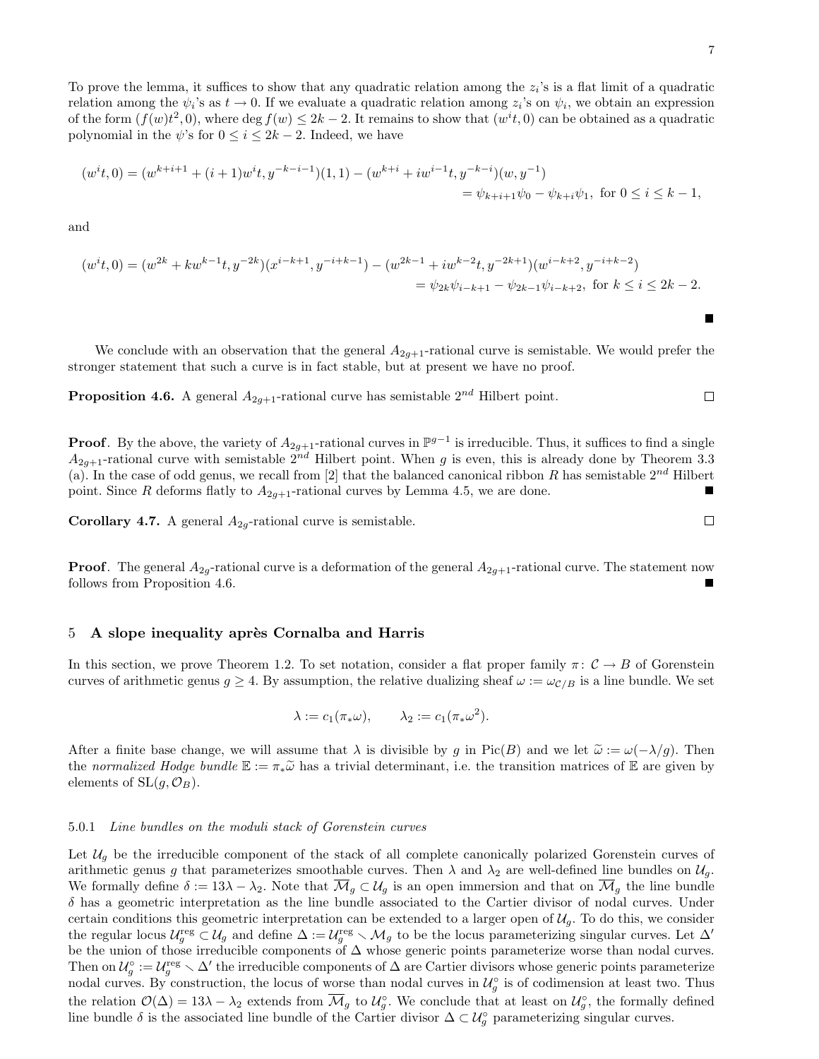To prove the lemma, it suffices to show that any quadratic relation among the $z_i$'s is a flat limit of a quadratic relation among the $\psi_i$'s as $t \to 0$. If we evaluate a quadratic relation among $z_i$'s on $\psi_i$, we obtain an expression of the form $(f(w)t^2, 0)$, where $\deg f(w) \leq 2k-2$. It remains to show that $(w^i t, 0)$ can be obtained as a quadratic polynomial in the $\psi$'s for $0 \leq i \leq 2k-2$. Indeed, we have

$$
\begin{aligned}
(w^i t, 0) = (w^{k+i+1} + (i+1)w^i t, y^{-k-i-1})(1,1) - (w^{k+i} + i w^{i-1} t, y^{-k-i})(w, y^{-1}) \\
= \psi_{k+i+1}\psi_0 - \psi_{k+i}\psi_1, \text{ for } 0 \leq i \leq k-1,
\end{aligned}
$$

and

$$
\begin{aligned}
(w^i t, 0) = (w^{2k} + k w^{k-1} t, y^{-2k})(x^{i-k+1}, y^{-i+k-1}) - (w^{2k-1} + i w^{k-2} t, y^{-2k+1})(w^{i-k+2}, y^{-i+k-2}) \\
= \psi_{2k}\psi_{i-k+1} - \psi_{2k-1}\psi_{i-k+2}, \text{ for } k \leq i \leq 2k-2.
\end{aligned}
$$

■

We conclude with an observation that the general $A_{2g+1}$-rational curve is semistable. We would prefer the stronger statement that such a curve is in fact stable, but at present we have no proof.

**Proposition 4.6.** A general $A_{2g+1}$-rational curve has semistable $2^{nd}$ Hilbert point. □

**Proof**. By the above, the variety of $A_{2g+1}$-rational curves in $\mathbb{P}^{g-1}$ is irreducible. Thus, it suffices to find a single $A_{2g+1}$-rational curve with semistable $2^{nd}$ Hilbert point. When $g$ is even, this is already done by Theorem 3.3 (a). In the case of odd genus, we recall from [2] that the balanced canonical ribbon $R$ has semistable $2^{nd}$ Hilbert point. Since $R$ deforms flatly to $A_{2g+1}$-rational curves by Lemma 4.5, we are done. ■

**Corollary 4.7.** A general $A_{2g}$-rational curve is semistable. □

**Proof**. The general $A_{2g}$-rational curve is a deformation of the general $A_{2g+1}$-rational curve. The statement now follows from Proposition 4.6. ■

## 5 A slope inequality après Cornalba and Harris

In this section, we prove Theorem 1.2. To set notation, consider a flat proper family $\pi \colon \mathcal{C} \to B$ of Gorenstein curves of arithmetic genus $g \geq 4$. By assumption, the relative dualizing sheaf $\omega := \omega_{\mathcal{C}/B}$ is a line bundle. We set

$$
\lambda := c_1(\pi_* \omega), \qquad \lambda_2 := c_1(\pi_* \omega^2).
$$

After a finite base change, we will assume that $\lambda$ is divisible by $g$ in $\mathrm{Pic}(B)$ and we let $\widetilde{\omega} := \omega(-\lambda/g)$. Then the *normalized Hodge bundle* $\mathbb{E} := \pi_* \widetilde{\omega}$ has a trivial determinant, i.e. the transition matrices of $\mathbb{E}$ are given by elements of $\mathrm{SL}(g, \mathcal{O}_B)$.

### 5.0.1 *Line bundles on the moduli stack of Gorenstein curves*

Let $\mathcal{U}_g$ be the irreducible component of the stack of all complete canonically polarized Gorenstein curves of arithmetic genus $g$ that parameterizes smoothable curves. Then $\lambda$ and $\lambda_2$ are well-defined line bundles on $\mathcal{U}_g$. We formally define $\delta := 13\lambda - \lambda_2$. Note that $\overline{\mathcal{M}}_g \subset \mathcal{U}_g$ is an open immersion and that on $\overline{\mathcal{M}}_g$ the line bundle $\delta$ has a geometric interpretation as the line bundle associated to the Cartier divisor of nodal curves. Under certain conditions this geometric interpretation can be extended to a larger open of $\mathcal{U}_g$. To do this, we consider the regular locus $\mathcal{U}_g^{\mathrm{reg}} \subset \mathcal{U}_g$ and define $\Delta := \mathcal{U}_g^{\mathrm{reg}} \smallsetminus \mathcal{M}_g$ to be the locus parameterizing singular curves. Let $\Delta'$ be the union of those irreducible components of $\Delta$ whose generic points parameterize worse than nodal curves. Then on $\mathcal{U}_g^{\circ} := \mathcal{U}_g^{\mathrm{reg}} \smallsetminus \Delta'$ the irreducible components of $\Delta$ are Cartier divisors whose generic points parameterize nodal curves. By construction, the locus of worse than nodal curves in $\mathcal{U}_g^{\circ}$ is of codimension at least two. Thus the relation $\mathcal{O}(\Delta) = 13\lambda - \lambda_2$ extends from $\overline{\mathcal{M}}_g$ to $\mathcal{U}_g^{\circ}$. We conclude that at least on $\mathcal{U}_g^{\circ}$, the formally defined line bundle $\delta$ is the associated line bundle of the Cartier divisor $\Delta \subset \mathcal{U}_g^{\circ}$ parameterizing singular curves.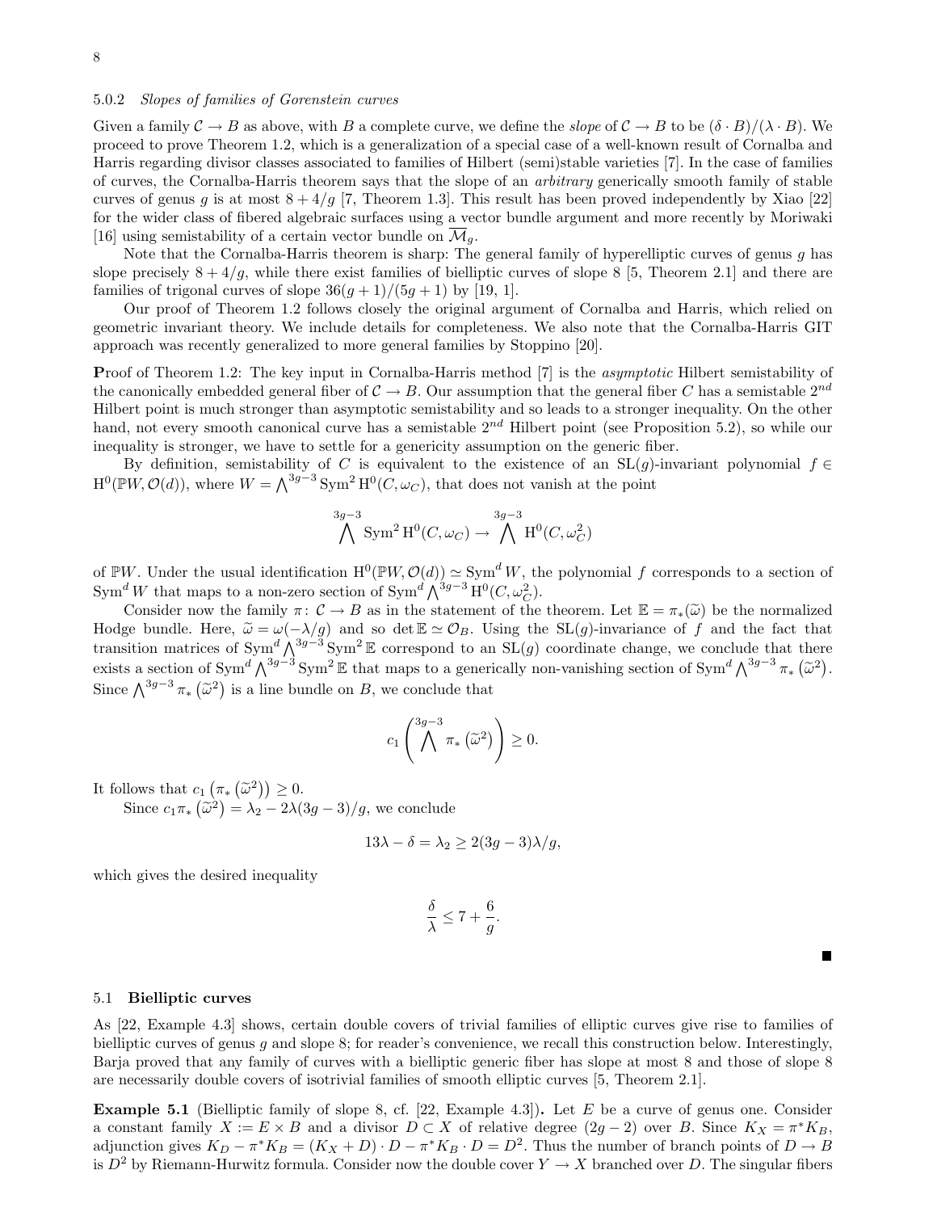#### 5.0.2 *Slopes of families of Gorenstein curves*

Given a family $\mathcal{C} \to B$ as above, with $B$ a complete curve, we define the *slope* of $\mathcal{C} \to B$ to be $(\delta \cdot B)/(\lambda \cdot B)$. We proceed to prove Theorem 1.2, which is a generalization of a special case of a well-known result of Cornalba and Harris regarding divisor classes associated to families of Hilbert (semi)stable varieties [7]. In the case of families of curves, the Cornalba-Harris theorem says that the slope of an *arbitrary* generically smooth family of stable curves of genus $g$ is at most $8 + 4/g$ [7, Theorem 1.3]. This result has been proved independently by Xiao [22] for the wider class of fibered algebraic surfaces using a vector bundle argument and more recently by Moriwaki [16] using semistability of a certain vector bundle on $\overline{\mathcal{M}}_g$.

Note that the Cornalba-Harris theorem is sharp: The general family of hyperelliptic curves of genus $g$ has slope precisely $8 + 4/g$, while there exist families of bielliptic curves of slope 8 [5, Theorem 2.1] and there are families of trigonal curves of slope $36(g+1)/(5g+1)$ by [19, 1].

Our proof of Theorem 1.2 follows closely the original argument of Cornalba and Harris, which relied on geometric invariant theory. We include details for completeness. We also note that the Cornalba-Harris GIT approach was recently generalized to more general families by Stoppino [20].

**Proof of Theorem 1.2:** The key input in Cornalba-Harris method [7] is the *asymptotic* Hilbert semistability of the canonically embedded general fiber of $\mathcal{C} \to B$. Our assumption that the general fiber $C$ has a semistable $2^{nd}$ Hilbert point is much stronger than asymptotic semistability and so leads to a stronger inequality. On the other hand, not every smooth canonical curve has a semistable $2^{nd}$ Hilbert point (see Proposition 5.2), so while our inequality is stronger, we have to settle for a genericity assumption on the generic fiber.

By definition, semistability of $C$ is equivalent to the existence of an $\mathrm{SL}(g)$-invariant polynomial $f \in \mathrm{H}^0(\mathbb{P}W, \mathcal{O}(d))$, where $W = \bigwedge^{3g-3} \mathrm{Sym}^2 \mathrm{H}^0(C, \omega_C)$, that does not vanish at the point

$$\bigwedge^{3g-3} \mathrm{Sym}^2 \mathrm{H}^0(C, \omega_C) \to \bigwedge^{3g-3} \mathrm{H}^0(C, \omega_C^2)$$

of $\mathbb{P}W$. Under the usual identification $\mathrm{H}^0(\mathbb{P}W, \mathcal{O}(d)) \simeq \mathrm{Sym}^d W$, the polynomial $f$ corresponds to a section of $\mathrm{Sym}^d W$ that maps to a non-zero section of $\mathrm{Sym}^d \bigwedge^{3g-3} \mathrm{H}^0(C, \omega_C^2)$.

Consider now the family $\pi\colon \mathcal{C} \to B$ as in the statement of the theorem. Let $\mathbb{E} = \pi_*(\widetilde{\omega})$ be the normalized Hodge bundle. Here, $\widetilde{\omega} = \omega(-\lambda/g)$ and so $\det \mathbb{E} \simeq \mathcal{O}_B$. Using the $\mathrm{SL}(g)$-invariance of $f$ and the fact that transition matrices of $\mathrm{Sym}^d \bigwedge^{3g-3} \mathrm{Sym}^2 \mathbb{E}$ correspond to an $\mathrm{SL}(g)$ coordinate change, we conclude that there exists a section of $\mathrm{Sym}^d \bigwedge^{3g-3} \mathrm{Sym}^2 \mathbb{E}$ that maps to a generically non-vanishing section of $\mathrm{Sym}^d \bigwedge^{3g-3} \pi_*\left(\widetilde{\omega}^2\right)$. Since $\bigwedge^{3g-3} \pi_*\left(\widetilde{\omega}^2\right)$ is a line bundle on $B$, we conclude that

$$c_1\left(\bigwedge^{3g-3} \pi_*\left(\widetilde{\omega}^2\right)\right) \geq 0.$$

It follows that $c_1\left(\pi_*\left(\widetilde{\omega}^2\right)\right) \geq 0$.

Since $c_1 \pi_*\left(\widetilde{\omega}^2\right) = \lambda_2 - 2\lambda(3g-3)/g$, we conclude

$$13\lambda - \delta = \lambda_2 \geq 2(3g-3)\lambda/g,$$

which gives the desired inequality

$$\frac{\delta}{\lambda} \leq 7 + \frac{6}{g}.$$

■

### 5.1 Bielliptic curves

As [22, Example 4.3] shows, certain double covers of trivial families of elliptic curves give rise to families of bielliptic curves of genus $g$ and slope 8; for reader's convenience, we recall this construction below. Interestingly, Barja proved that any family of curves with a bielliptic generic fiber has slope at most 8 and those of slope 8 are necessarily double covers of isotrivial families of smooth elliptic curves [5, Theorem 2.1].

**Example 5.1** (Bielliptic family of slope 8, cf. [22, Example 4.3])**.** Let $E$ be a curve of genus one. Consider a constant family $X := E \times B$ and a divisor $D \subset X$ of relative degree $(2g-2)$ over $B$. Since $K_X = \pi^* K_B$, adjunction gives $K_D - \pi^* K_B = (K_X + D) \cdot D - \pi^* K_B \cdot D = D^2$. Thus the number of branch points of $D \to B$ is $D^2$ by Riemann-Hurwitz formula. Consider now the double cover $Y \to X$ branched over $D$. The singular fibers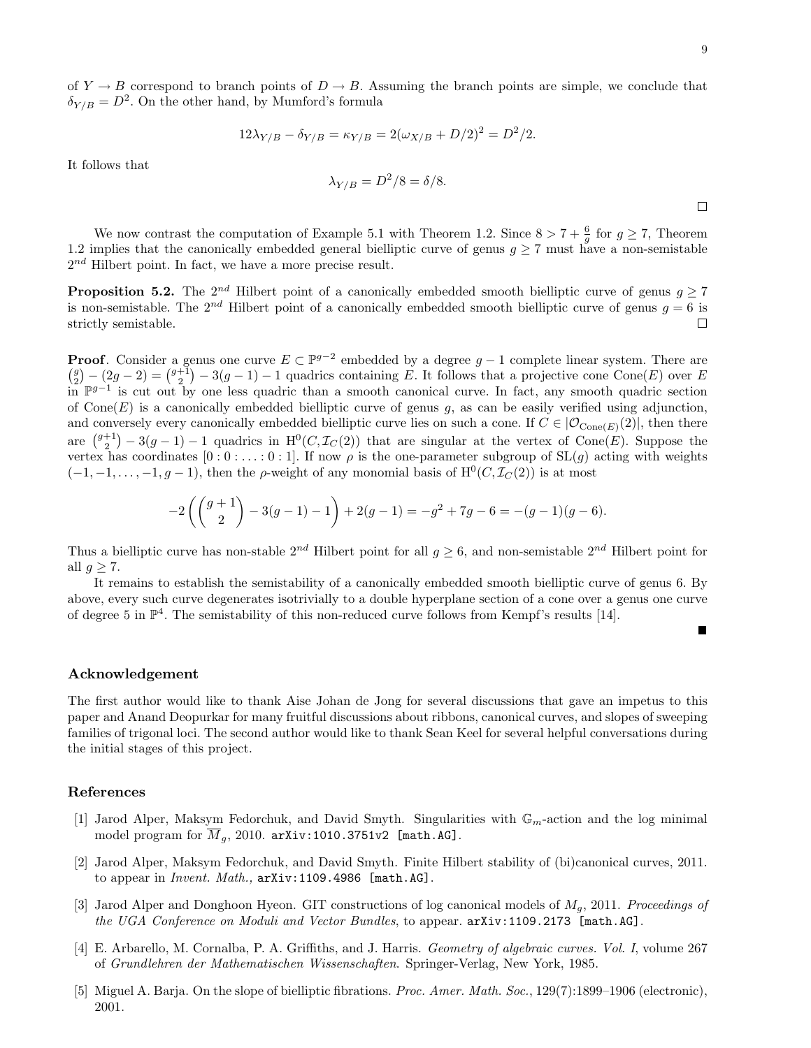of $Y \to B$ correspond to branch points of $D \to B$. Assuming the branch points are simple, we conclude that $\delta_{Y/B} = D^2$. On the other hand, by Mumford's formula

$$12\lambda_{Y/B} - \delta_{Y/B} = \kappa_{Y/B} = 2(\omega_{X/B} + D/2)^2 = D^2/2.$$

It follows that

$$\lambda_{Y/B} = D^2/8 = \delta/8.$$

□

We now contrast the computation of Example 5.1 with Theorem 1.2. Since $8 > 7 + \frac{6}{g}$ for $g \geq 7$, Theorem 1.2 implies that the canonically embedded general bielliptic curve of genus $g \geq 7$ must have a non-semistable $2^{nd}$ Hilbert point. In fact, we have a more precise result.

**Proposition 5.2.** The $2^{nd}$ Hilbert point of a canonically embedded smooth bielliptic curve of genus $g \geq 7$ is non-semistable. The $2^{nd}$ Hilbert point of a canonically embedded smooth bielliptic curve of genus $g = 6$ is strictly semistable. □

**Proof**. Consider a genus one curve $E \subset \mathbb{P}^{g-2}$ embedded by a degree $g-1$ complete linear system. There are $\binom{g}{2} - (2g-2) = \binom{g+1}{2} - 3(g-1) - 1$ quadrics containing $E$. It follows that a projective cone $\mathrm{Cone}(E)$ over $E$ in $\mathbb{P}^{g-1}$ is cut out by one less quadric than a smooth canonical curve. In fact, any smooth quadric section of $\mathrm{Cone}(E)$ is a canonically embedded bielliptic curve of genus $g$, as can be easily verified using adjunction, and conversely every canonically embedded bielliptic curve lies on such a cone. If $C \in |\mathcal{O}_{\mathrm{Cone}(E)}(2)|$, then there are $\binom{g+1}{2} - 3(g-1) - 1$ quadrics in $\mathrm{H}^0(C, \mathcal{I}_C(2))$ that are singular at the vertex of $\mathrm{Cone}(E)$. Suppose the vertex has coordinates $[0 : 0 : \ldots : 0 : 1]$. If now $\rho$ is the one-parameter subgroup of $\mathrm{SL}(g)$ acting with weights $(-1, -1, \ldots, -1, g-1)$, then the $\rho$-weight of any monomial basis of $\mathrm{H}^0(C, \mathcal{I}_C(2))$ is at most

$$-2\left(\binom{g+1}{2} - 3(g-1) - 1\right) + 2(g-1) = -g^2 + 7g - 6 = -(g-1)(g-6).$$

Thus a bielliptic curve has non-stable $2^{nd}$ Hilbert point for all $g \geq 6$, and non-semistable $2^{nd}$ Hilbert point for all $g \geq 7$.

It remains to establish the semistability of a canonically embedded smooth bielliptic curve of genus 6. By above, every such curve degenerates isotrivially to a double hyperplane section of a cone over a genus one curve of degree 5 in $\mathbb{P}^4$. The semistability of this non-reduced curve follows from Kempf's results [14].

■

## Acknowledgement

The first author would like to thank Aise Johan de Jong for several discussions that gave an impetus to this paper and Anand Deopurkar for many fruitful discussions about ribbons, canonical curves, and slopes of sweeping families of trigonal loci. The second author would like to thank Sean Keel for several helpful conversations during the initial stages of this project.

## References

[1] Jarod Alper, Maksym Fedorchuk, and David Smyth. Singularities with $\mathbb{G}_m$-action and the log minimal model program for $\overline{M}_g$, 2010. arXiv:1010.3751v2 [math.AG].

[2] Jarod Alper, Maksym Fedorchuk, and David Smyth. Finite Hilbert stability of (bi)canonical curves, 2011. to appear in *Invent. Math.*, arXiv:1109.4986 [math.AG].

[3] Jarod Alper and Donghoon Hyeon. GIT constructions of log canonical models of $M_g$, 2011. *Proceedings of the UGA Conference on Moduli and Vector Bundles*, to appear. arXiv:1109.2173 [math.AG].

[4] E. Arbarello, M. Cornalba, P. A. Griffiths, and J. Harris. *Geometry of algebraic curves. Vol. I*, volume 267 of *Grundlehren der Mathematischen Wissenschaften*. Springer-Verlag, New York, 1985.

[5] Miguel A. Barja. On the slope of bielliptic fibrations. *Proc. Amer. Math. Soc.*, 129(7):1899–1906 (electronic), 2001.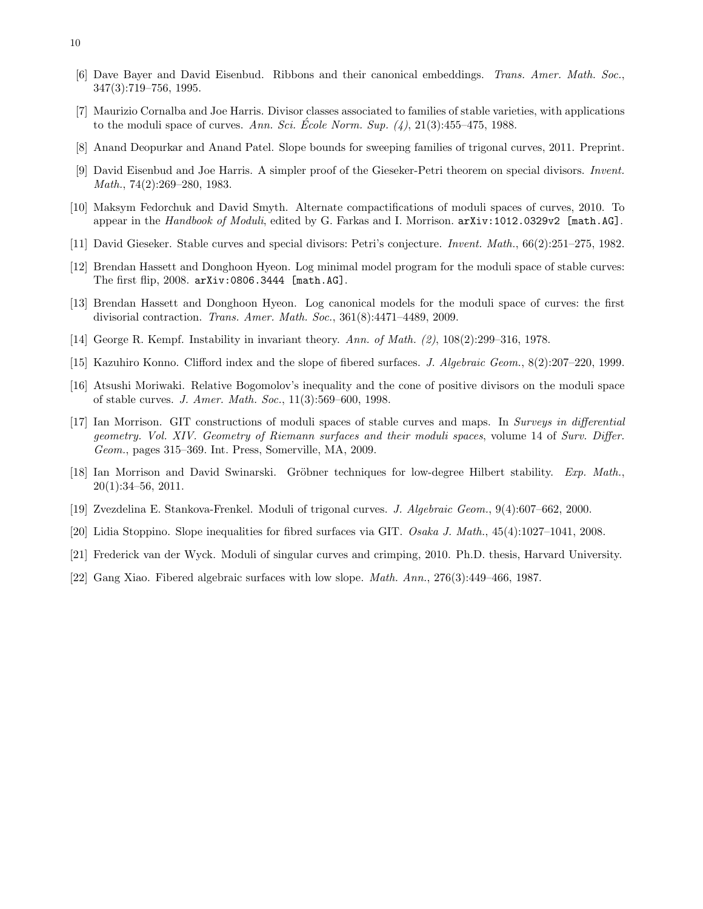[6] Dave Bayer and David Eisenbud. Ribbons and their canonical embeddings. *Trans. Amer. Math. Soc.*, 347(3):719–756, 1995.

[7] Maurizio Cornalba and Joe Harris. Divisor classes associated to families of stable varieties, with applications to the moduli space of curves. *Ann. Sci. École Norm. Sup. (4)*, 21(3):455–475, 1988.

[8] Anand Deopurkar and Anand Patel. Slope bounds for sweeping families of trigonal curves, 2011. Preprint.

[9] David Eisenbud and Joe Harris. A simpler proof of the Gieseker-Petri theorem on special divisors. *Invent. Math.*, 74(2):269–280, 1983.

[10] Maksym Fedorchuk and David Smyth. Alternate compactifications of moduli spaces of curves, 2010. To appear in the *Handbook of Moduli*, edited by G. Farkas and I. Morrison. arXiv:1012.0329v2 [math.AG].

[11] David Gieseker. Stable curves and special divisors: Petri's conjecture. *Invent. Math.*, 66(2):251–275, 1982.

[12] Brendan Hassett and Donghoon Hyeon. Log minimal model program for the moduli space of stable curves: The first flip, 2008. arXiv:0806.3444 [math.AG].

[13] Brendan Hassett and Donghoon Hyeon. Log canonical models for the moduli space of curves: the first divisorial contraction. *Trans. Amer. Math. Soc.*, 361(8):4471–4489, 2009.

[14] George R. Kempf. Instability in invariant theory. *Ann. of Math. (2)*, 108(2):299–316, 1978.

[15] Kazuhiro Konno. Clifford index and the slope of fibered surfaces. *J. Algebraic Geom.*, 8(2):207–220, 1999.

[16] Atsushi Moriwaki. Relative Bogomolov's inequality and the cone of positive divisors on the moduli space of stable curves. *J. Amer. Math. Soc.*, 11(3):569–600, 1998.

[17] Ian Morrison. GIT constructions of moduli spaces of stable curves and maps. In *Surveys in differential geometry. Vol. XIV. Geometry of Riemann surfaces and their moduli spaces*, volume 14 of *Surv. Differ. Geom.*, pages 315–369. Int. Press, Somerville, MA, 2009.

[18] Ian Morrison and David Swinarski. Gröbner techniques for low-degree Hilbert stability. *Exp. Math.*, 20(1):34–56, 2011.

[19] Zvezdelina E. Stankova-Frenkel. Moduli of trigonal curves. *J. Algebraic Geom.*, 9(4):607–662, 2000.

[20] Lidia Stoppino. Slope inequalities for fibred surfaces via GIT. *Osaka J. Math.*, 45(4):1027–1041, 2008.

[21] Frederick van der Wyck. Moduli of singular curves and crimping, 2010. Ph.D. thesis, Harvard University.

[22] Gang Xiao. Fibered algebraic surfaces with low slope. *Math. Ann.*, 276(3):449–466, 1987.